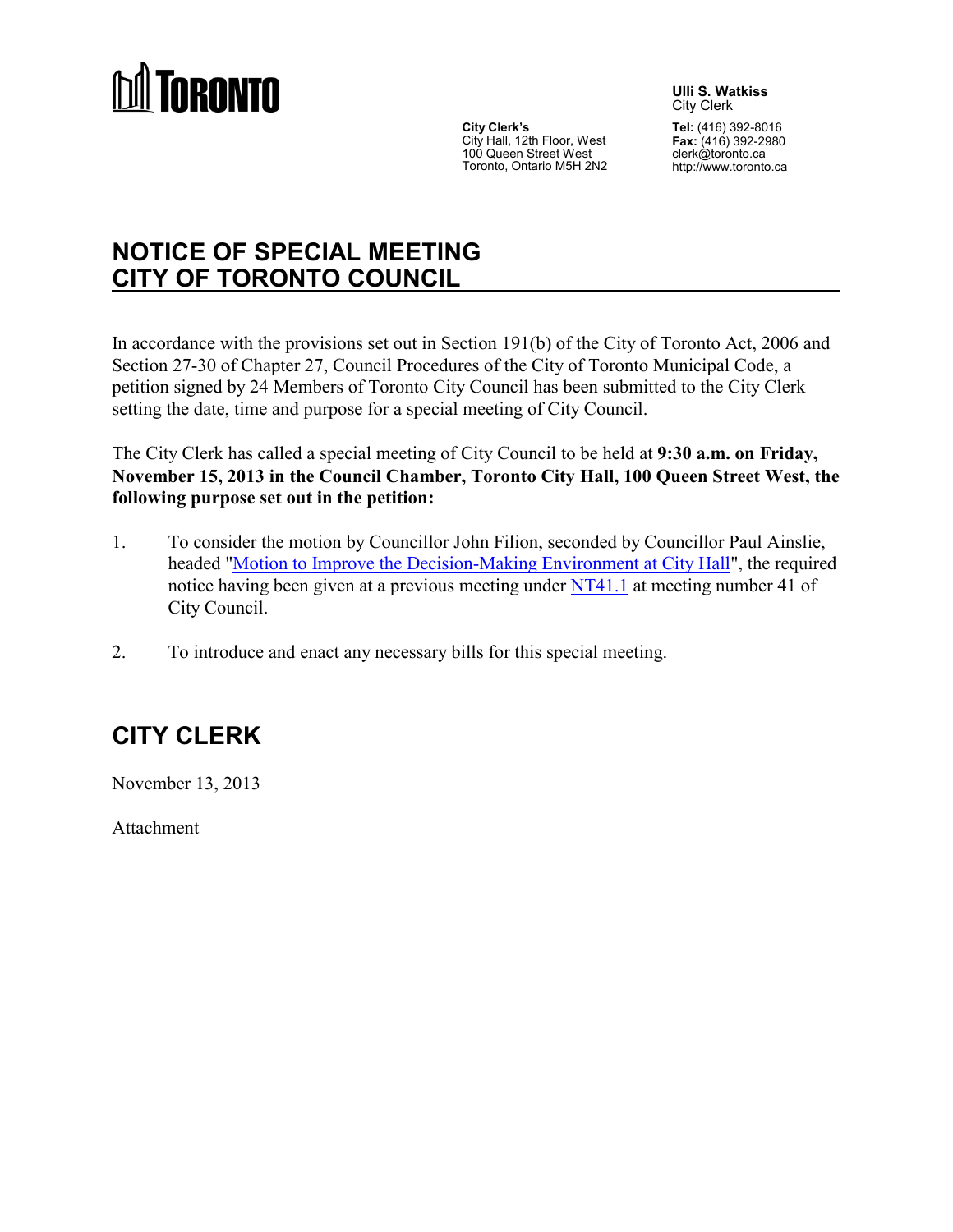TORONTO

**Ulli S. Watkiss**
City Clerk

**City Clerk's**
City Hall, 12th Floor, West
100 Queen Street West
Toronto, Ontario M5H 2N2

**Tel:** (416) 392-8016
**Fax:** (416) 392-2980
clerk@toronto.ca
http://www.toronto.ca

# NOTICE OF SPECIAL MEETING CITY OF TORONTO COUNCIL

In accordance with the provisions set out in Section 191(b) of the City of Toronto Act, 2006 and Section 27-30 of Chapter 27, Council Procedures of the City of Toronto Municipal Code, a petition signed by 24 Members of Toronto City Council has been submitted to the City Clerk setting the date, time and purpose for a special meeting of City Council.

The City Clerk has called a special meeting of City Council to be held at **9:30 a.m. on Friday, November 15, 2013 in the Council Chamber, Toronto City Hall, 100 Queen Street West, the following purpose set out in the petition:**

1. To consider the motion by Councillor John Filion, seconded by Councillor Paul Ainslie, headed "Motion to Improve the Decision-Making Environment at City Hall", the required notice having been given at a previous meeting under NT41.1 at meeting number 41 of City Council.

2. To introduce and enact any necessary bills for this special meeting.

## CITY CLERK

November 13, 2013

Attachment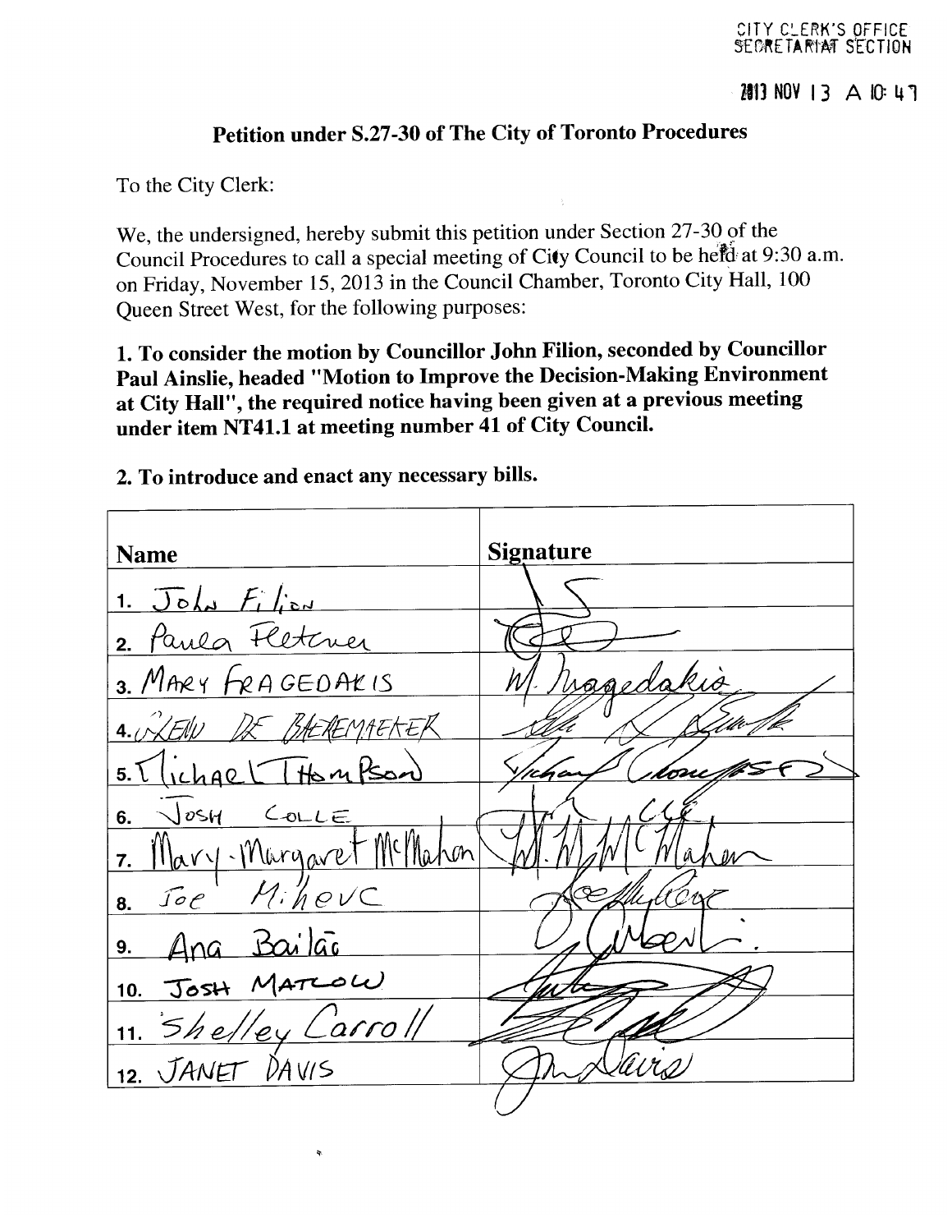CITY CLERK'S OFFICE
SECRETARIAT SECTION

2013 NOV 13 A 10:47

## Petition under S.27-30 of The City of Toronto Procedures

To the City Clerk:

We, the undersigned, hereby submit this petition under Section 27-30 of the Council Procedures to call a special meeting of City Council to be held at 9:30 a.m. on Friday, November 15, 2013 in the Council Chamber, Toronto City Hall, 100 Queen Street West, for the following purposes:

**1. To consider the motion by Councillor John Filion, seconded by Councillor Paul Ainslie, headed "Motion to Improve the Decision-Making Environment at City Hall", the required notice having been given at a previous meeting under item NT41.1 at meeting number 41 of City Council.**

**2. To introduce and enact any necessary bills.**

| Name | Signature |
|---|---|
| 1. John Filion | [signature] |
| 2. Paula Fletcher | [signature] |
| 3. MARY FRAGEDAKIS | [signature] |
| 4. GLENN DE BAEREMAEKER | [signature] |
| 5. Michael Thompson | [signature] |
| 6. JOSH COLLE | [signature] |
| 7. Mary-Margaret McMahon | [signature] |
| 8. Joe Mihevc | [signature] |
| 9. Ana Bailão | [signature] |
| 10. JOSH MATLOW | [signature] |
| 11. Shelley Carroll | [signature] |
| 12. JANET DAVIS | [signature] |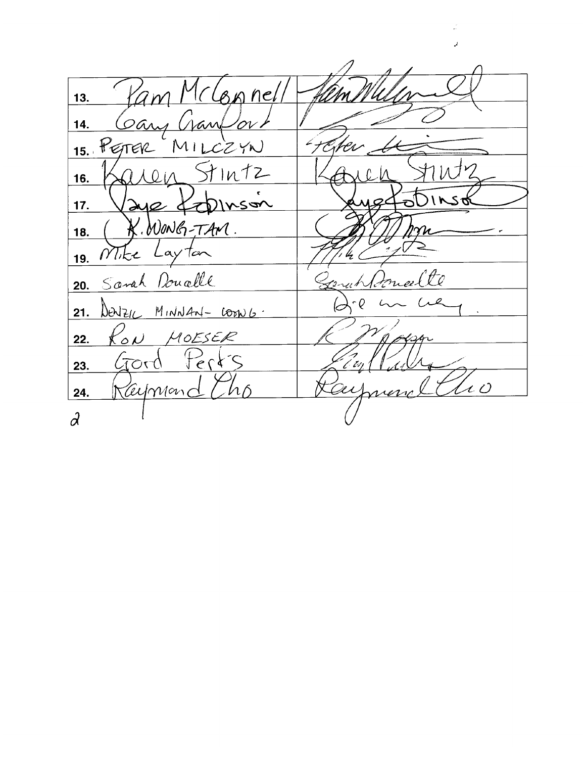| | | |
|---|---|---|
| 13. | Pam McConnell | |
| 14. | Gary Crawford | |
| 15. | PETER MILCZYN | |
| 16. | Karen Stintz | |
| 17. | Jaye Robinson | |
| 18. | K. WONG-TAM. | |
| 19. | Mike Layton | |
| 20. | Sarah Doucette | |
| 21. | DENZIL MINNAN-WONG. | |
| 22. | RON MOESER | |
| 23. | Gord Perks | |
| 24. | Raymond Cho | |

2